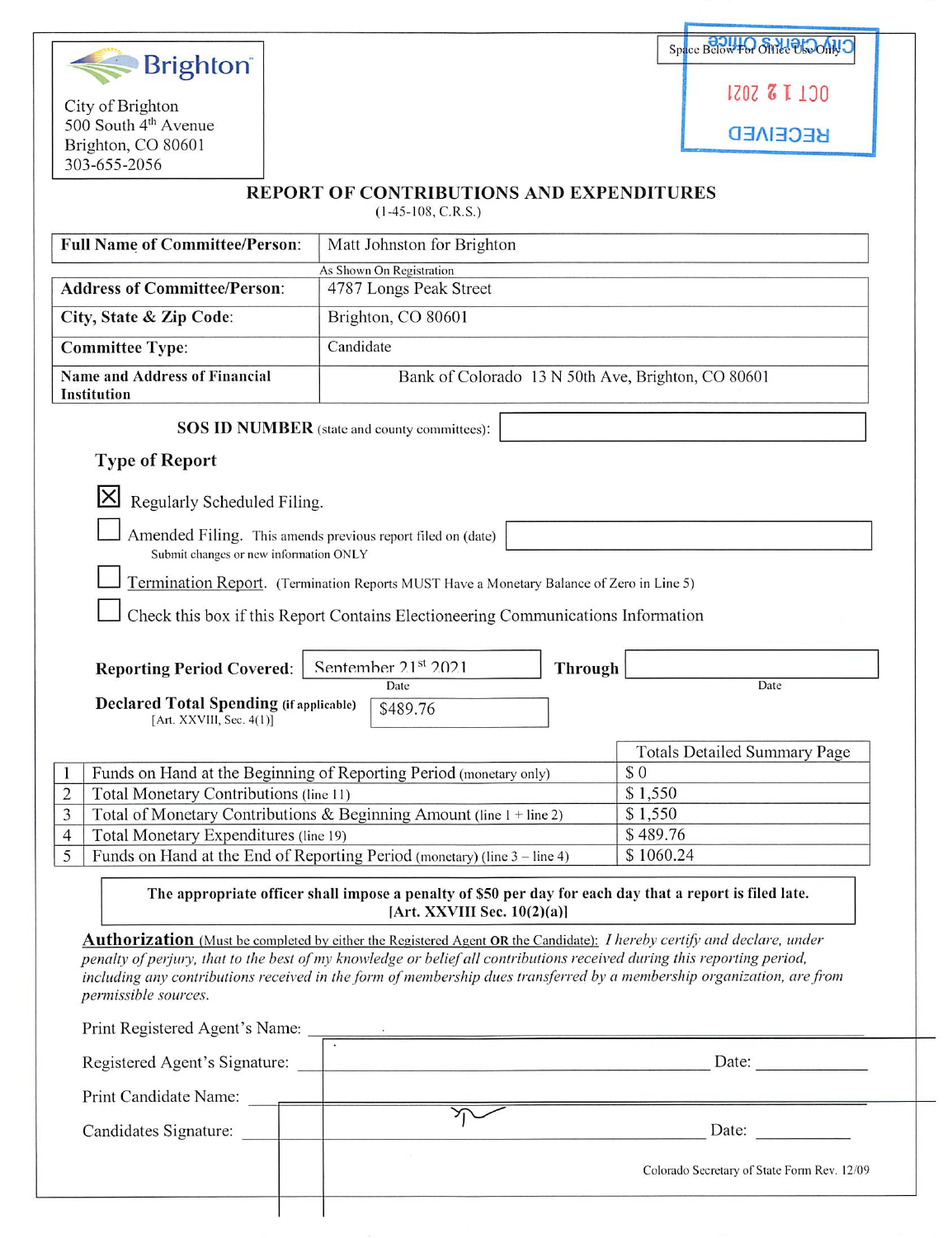**Brighton**

City of Brighton
500 South 4th Avenue
Brighton, CO 80601
303-655-2056

Space Below For Office Use Only

City Clerk's Office
OCT 12 2021
RECEIVED

## REPORT OF CONTRIBUTIONS AND EXPENDITURES

(1-45-108, C.R.S.)

| | |
|---|---|
| **Full Name of Committee/Person:** | Matt Johnston for Brighton |
| | As Shown On Registration |
| **Address of Committee/Person:** | 4787 Longs Peak Street |
| **City, State & Zip Code:** | Brighton, CO 80601 |
| **Committee Type:** | Candidate |
| **Name and Address of Financial Institution** | Bank of Colorado 13 N 50th Ave, Brighton, CO 80601 |

**SOS ID NUMBER** (state and county committees):

### Type of Report

☒ Regularly Scheduled Filing.

☐ Amended Filing. This amends previous report filed on (date)
Submit changes or new information ONLY

☐ Termination Report. (Termination Reports MUST Have a Monetary Balance of Zero in Line 5)

☐ Check this box if this Report Contains Electioneering Communications Information

**Reporting Period Covered:** September 21st 2021 (Date) **Through** (Date)

**Declared Total Spending (if applicable)** [Art. XXVIII, Sec. 4(1)]: $489.76

| | | Totals Detailed Summary Page |
|---|---|---|
| 1 | Funds on Hand at the Beginning of Reporting Period (monetary only) | $ 0 |
| 2 | Total Monetary Contributions (line 11) | $ 1,550 |
| 3 | Total of Monetary Contributions & Beginning Amount (line 1 + line 2) | $ 1,550 |
| 4 | Total Monetary Expenditures (line 19) | $ 489.76 |
| 5 | Funds on Hand at the End of Reporting Period (monetary) (line 3 – line 4) | $ 1060.24 |

**The appropriate officer shall impose a penalty of $50 per day for each day that a report is filed late. [Art. XXVIII Sec. 10(2)(a)]**

**Authorization** (Must be completed by either the Registered Agent **OR** the Candidate): *I hereby certify and declare, under penalty of perjury, that to the best of my knowledge or belief all contributions received during this reporting period, including any contributions received in the form of membership dues transferred by a membership organization, are from permissible sources.*

Print Registered Agent's Name: ____________

Registered Agent's Signature: ____________ Date: ____________

Print Candidate Name: ____________

Candidates Signature: ____________ Date: ____________

Colorado Secretary of State Form Rev. 12/09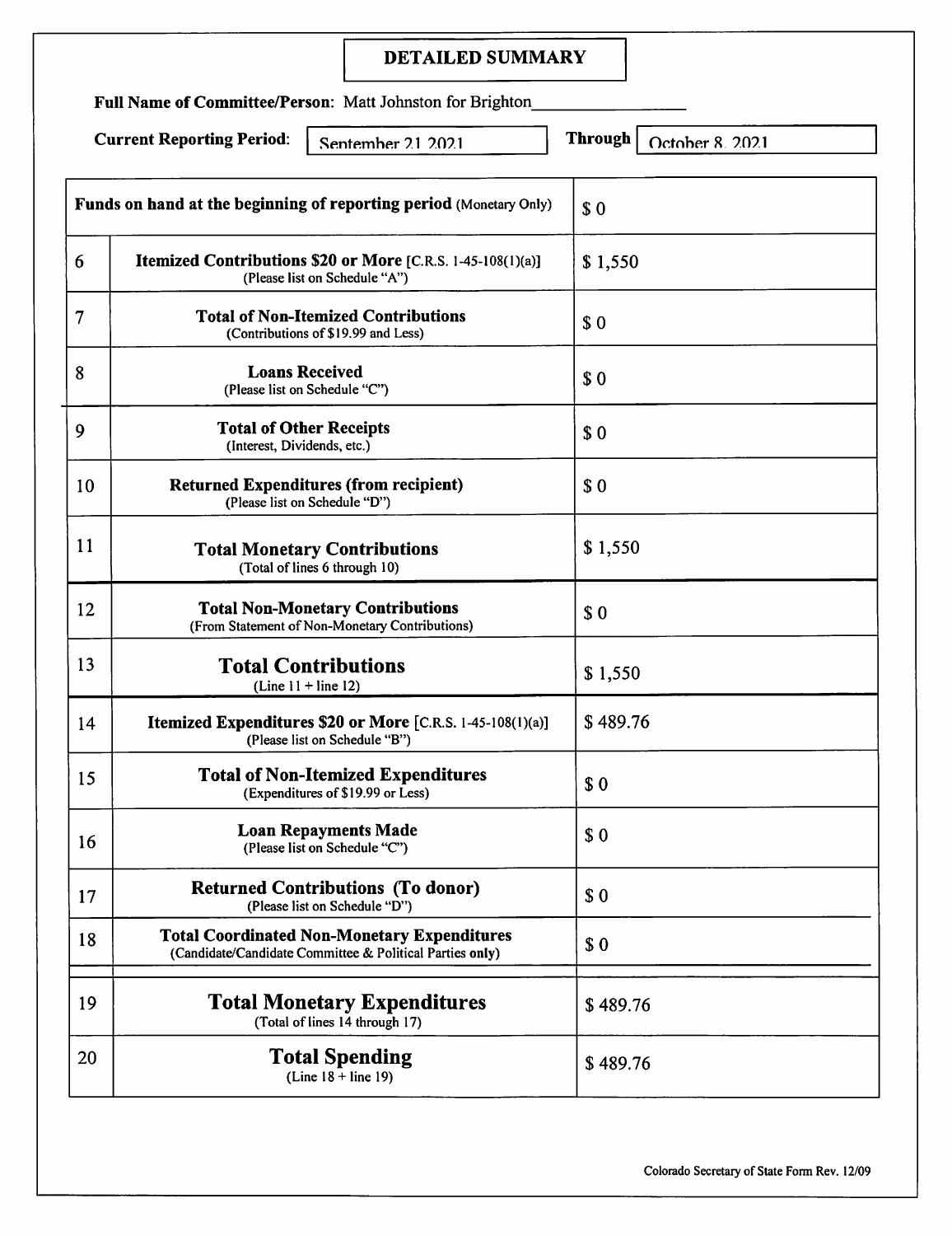# DETAILED SUMMARY

**Full Name of Committee/Person**: Matt Johnston for Brighton

**Current Reporting Period**: September 21 2021 **Through** October 8 2021

| | | |
|---|---|---|
| **Funds on hand at the beginning of reporting period** (Monetary Only) | | $ 0 |
| 6 | **Itemized Contributions $20 or More** [C.R.S. 1-45-108(1)(a)] (Please list on Schedule "A") | $ 1,550 |
| 7 | **Total of Non-Itemized Contributions** (Contributions of $19.99 and Less) | $ 0 |
| 8 | **Loans Received** (Please list on Schedule "C") | $ 0 |
| 9 | **Total of Other Receipts** (Interest, Dividends, etc.) | $ 0 |
| 10 | **Returned Expenditures (from recipient)** (Please list on Schedule "D") | $ 0 |
| 11 | **Total Monetary Contributions** (Total of lines 6 through 10) | $ 1,550 |
| 12 | **Total Non-Monetary Contributions** (From Statement of Non-Monetary Contributions) | $ 0 |
| 13 | **Total Contributions** (Line 11 + line 12) | $ 1,550 |
| 14 | **Itemized Expenditures $20 or More** [C.R.S. 1-45-108(1)(a)] (Please list on Schedule "B") | $ 489.76 |
| 15 | **Total of Non-Itemized Expenditures** (Expenditures of $19.99 or Less) | $ 0 |
| 16 | **Loan Repayments Made** (Please list on Schedule "C") | $ 0 |
| 17 | **Returned Contributions (To donor)** (Please list on Schedule "D") | $ 0 |
| 18 | **Total Coordinated Non-Monetary Expenditures** (Candidate/Candidate Committee & Political Parties **only**) | $ 0 |
| 19 | **Total Monetary Expenditures** (Total of lines 14 through 17) | $ 489.76 |
| 20 | **Total Spending** (Line 18 + line 19) | $ 489.76 |

Colorado Secretary of State Form Rev. 12/09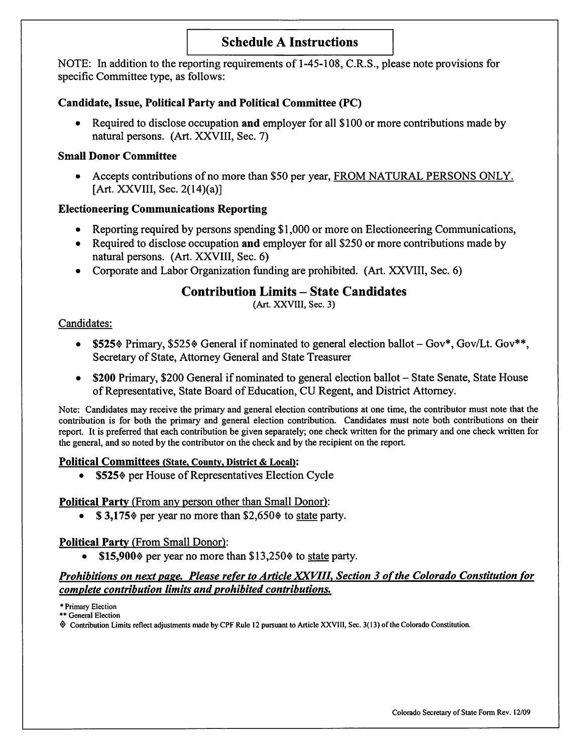# Schedule A Instructions

NOTE: In addition to the reporting requirements of 1-45-108, C.R.S., please note provisions for specific Committee type, as follows:

### Candidate, Issue, Political Party and Political Committee (PC)

- Required to disclose occupation **and** employer for all $100 or more contributions made by natural persons. (Art. XXVIII, Sec. 7)

### Small Donor Committee

- Accepts contributions of no more than $50 per year, FROM NATURAL PERSONS ONLY. [Art. XXVIII, Sec. 2(14)(a)]

### Electioneering Communications Reporting

- Reporting required by persons spending $1,000 or more on Electioneering Communications,
- Required to disclose occupation **and** employer for all $250 or more contributions made by natural persons. (Art. XXVIII, Sec. 6)
- Corporate and Labor Organization funding are prohibited. (Art. XXVIII, Sec. 6)

## Contribution Limits – State Candidates

(Art. XXVIII, Sec. 3)

Candidates:

- **$525◊** Primary, $525◊ General if nominated to general election ballot – Gov*, Gov/Lt. Gov**, Secretary of State, Attorney General and State Treasurer
- **$200** Primary, $200 General if nominated to general election ballot – State Senate, State House of Representative, State Board of Education, CU Regent, and District Attorney.

Note: Candidates may receive the primary and general election contributions at one time, the contributor must note that the contribution is for both the primary and general election contribution. Candidates must note both contributions on their report. It is preferred that each contribution be given separately; one check written for the primary and one check written for the general, and so noted by the contributor on the check and by the recipient on the report.

**Political Committees (State, County, District & Local):**

- **$525◊** per House of Representatives Election Cycle

**Political Party** (From any person other than Small Donor):

- **$ 3,175◊** per year no more than $2,650◊ to state party.

**Political Party** (From Small Donor):

- **$15,900◊** per year no more than $13,250◊ to state party.

***Prohibitions on next page. Please refer to Article XXVIII, Section 3 of the Colorado Constitution for complete contribution limits and prohibited contributions.***

\* Primary Election
** General Election
◊ Contribution Limits reflect adjustments made by CPF Rule 12 pursuant to Article XXVIII, Sec. 3(13) of the Colorado Constitution.

Colorado Secretary of State Form Rev. 12/09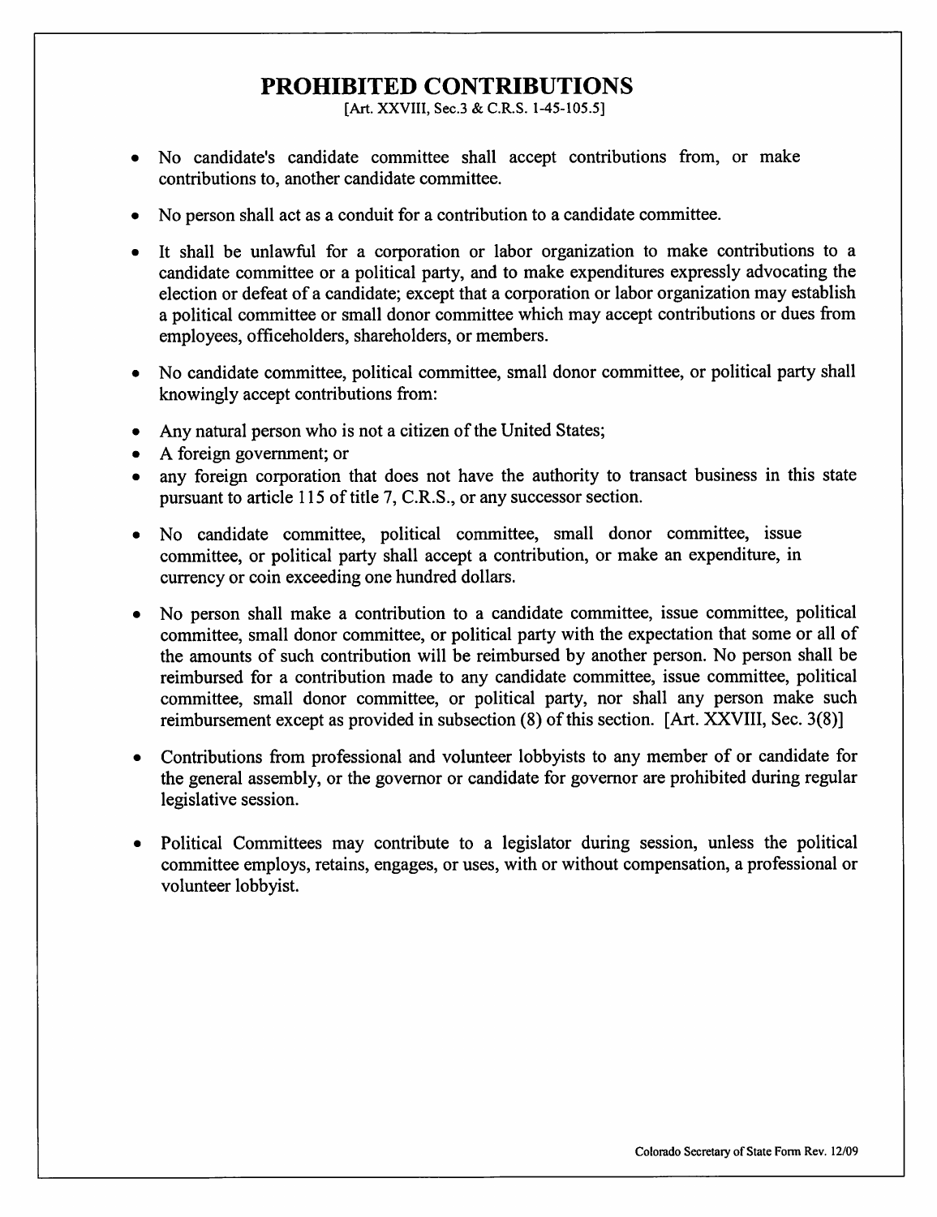# PROHIBITED CONTRIBUTIONS

[Art. XXVIII, Sec.3 & C.R.S. 1-45-105.5]

- No candidate's candidate committee shall accept contributions from, or make contributions to, another candidate committee.
- No person shall act as a conduit for a contribution to a candidate committee.
- It shall be unlawful for a corporation or labor organization to make contributions to a candidate committee or a political party, and to make expenditures expressly advocating the election or defeat of a candidate; except that a corporation or labor organization may establish a political committee or small donor committee which may accept contributions or dues from employees, officeholders, shareholders, or members.
- No candidate committee, political committee, small donor committee, or political party shall knowingly accept contributions from:
- Any natural person who is not a citizen of the United States;
- A foreign government; or
- any foreign corporation that does not have the authority to transact business in this state pursuant to article 115 of title 7, C.R.S., or any successor section.
- No candidate committee, political committee, small donor committee, issue committee, or political party shall accept a contribution, or make an expenditure, in currency or coin exceeding one hundred dollars.
- No person shall make a contribution to a candidate committee, issue committee, political committee, small donor committee, or political party with the expectation that some or all of the amounts of such contribution will be reimbursed by another person. No person shall be reimbursed for a contribution made to any candidate committee, issue committee, political committee, small donor committee, or political party, nor shall any person make such reimbursement except as provided in subsection (8) of this section. [Art. XXVIII, Sec. 3(8)]
- Contributions from professional and volunteer lobbyists to any member of or candidate for the general assembly, or the governor or candidate for governor are prohibited during regular legislative session.
- Political Committees may contribute to a legislator during session, unless the political committee employs, retains, engages, or uses, with or without compensation, a professional or volunteer lobbyist.

Colorado Secretary of State Form Rev. 12/09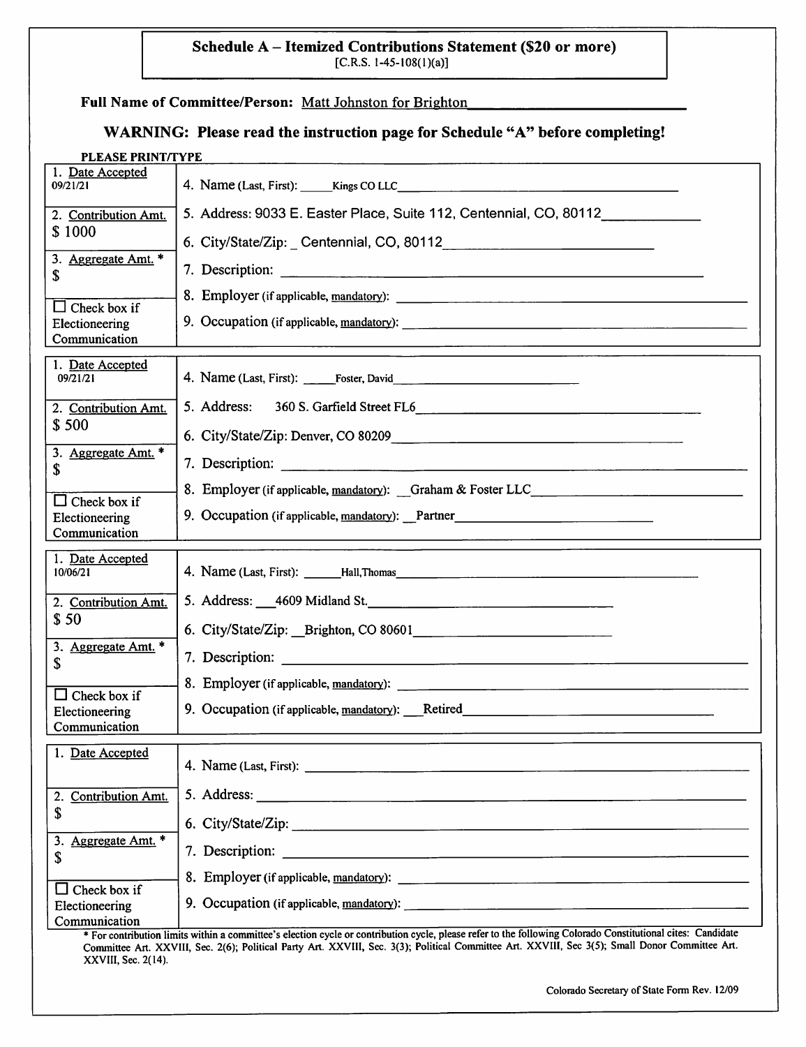**Schedule A – Itemized Contributions Statement ($20 or more)**
[C.R.S. 1-45-108(1)(a)]

**Full Name of Committee/Person:** Matt Johnston for Brighton

**WARNING: Please read the instruction page for Schedule "A" before completing!**

**PLEASE PRINT/TYPE**

| | |
|---|---|
| 1. Date Accepted: 09/21/21 | 4. Name (Last, First): Kings CO LLC |
| 2. Contribution Amt.: $ 1000 | 5. Address: 9033 E. Easter Place, Suite 112, Centennial, CO, 80112 |
| | 6. City/State/Zip: Centennial, CO, 80112 |
| 3. Aggregate Amt. *: $ | 7. Description: |
| | 8. Employer (if applicable, mandatory): |
| ☐ Check box if Electioneering Communication | 9. Occupation (if applicable, mandatory): |

| | |
|---|---|
| 1. Date Accepted: 09/21/21 | 4. Name (Last, First): Foster, David |
| 2. Contribution Amt.: $ 500 | 5. Address: 360 S. Garfield Street FL6 |
| | 6. City/State/Zip: Denver, CO 80209 |
| 3. Aggregate Amt. *: $ | 7. Description: |
| | 8. Employer (if applicable, mandatory): Graham & Foster LLC |
| ☐ Check box if Electioneering Communication | 9. Occupation (if applicable, mandatory): Partner |

| | |
|---|---|
| 1. Date Accepted: 10/06/21 | 4. Name (Last, First): Hall,Thomas |
| 2. Contribution Amt.: $ 50 | 5. Address: 4609 Midland St. |
| | 6. City/State/Zip: Brighton, CO 80601 |
| 3. Aggregate Amt. *: $ | 7. Description: |
| | 8. Employer (if applicable, mandatory): |
| ☐ Check box if Electioneering Communication | 9. Occupation (if applicable, mandatory): Retired |

| | |
|---|---|
| 1. Date Accepted: | 4. Name (Last, First): |
| 2. Contribution Amt.: $ | 5. Address: |
| | 6. City/State/Zip: |
| 3. Aggregate Amt. *: $ | 7. Description: |
| | 8. Employer (if applicable, mandatory): |
| ☐ Check box if Electioneering Communication | 9. Occupation (if applicable, mandatory): |

* For contribution limits within a committee's election cycle or contribution cycle, please refer to the following Colorado Constitutional cites: Candidate Committee Art. XXVIII, Sec. 2(6); Political Party Art. XXVIII, Sec. 3(3); Political Committee Art. XXVIII, Sec 3(5); Small Donor Committee Art. XXVIII, Sec. 2(14).

Colorado Secretary of State Form Rev. 12/09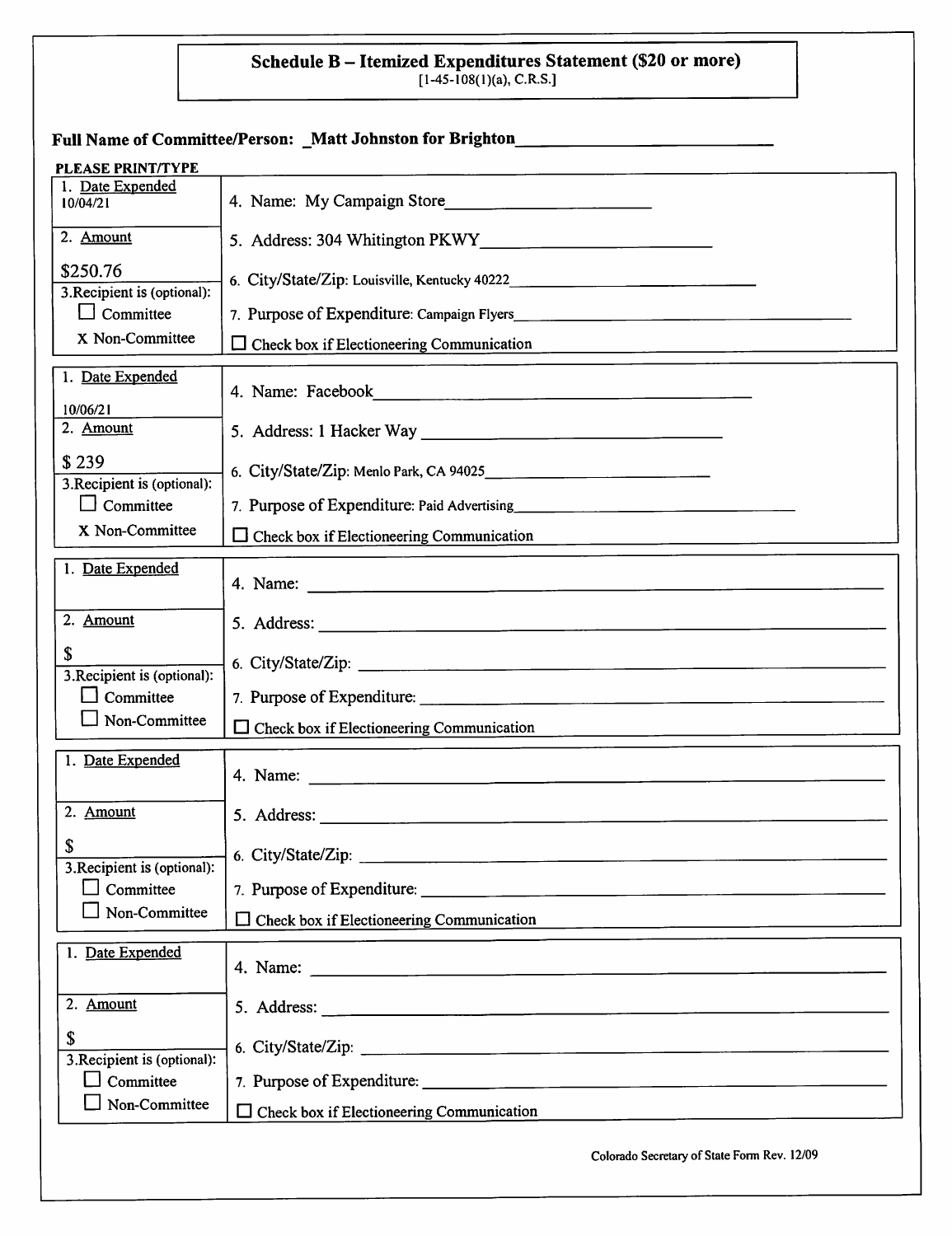# Schedule B – Itemized Expenditures Statement ($20 or more)

[1-45-108(1)(a), C.R.S.]

**Full Name of Committee/Person:** Matt Johnston for Brighton

**PLEASE PRINT/TYPE**

| 1. Date Expended | 10/04/21 |
|---|---|
| 2. Amount | $250.76 |
| 3. Recipient is (optional): | ☐ Committee  X Non-Committee |
| 4. Name: | My Campaign Store |
| 5. Address: | 304 Whitington PKWY |
| 6. City/State/Zip: | Louisville, Kentucky 40222 |
| 7. Purpose of Expenditure: | Campaign Flyers |
| ☐ Check box if Electioneering Communication | |

| 1. Date Expended | 10/06/21 |
|---|---|
| 2. Amount | $ 239 |
| 3. Recipient is (optional): | ☐ Committee  X Non-Committee |
| 4. Name: | Facebook |
| 5. Address: | 1 Hacker Way |
| 6. City/State/Zip: | Menlo Park, CA 94025 |
| 7. Purpose of Expenditure: | Paid Advertising |
| ☐ Check box if Electioneering Communication | |

| 1. Date Expended | |
|---|---|
| 2. Amount | $ |
| 3. Recipient is (optional): | ☐ Committee  ☐ Non-Committee |
| 4. Name: | |
| 5. Address: | |
| 6. City/State/Zip: | |
| 7. Purpose of Expenditure: | |
| ☐ Check box if Electioneering Communication | |

| 1. Date Expended | |
|---|---|
| 2. Amount | $ |
| 3. Recipient is (optional): | ☐ Committee  ☐ Non-Committee |
| 4. Name: | |
| 5. Address: | |
| 6. City/State/Zip: | |
| 7. Purpose of Expenditure: | |
| ☐ Check box if Electioneering Communication | |

| 1. Date Expended | |
|---|---|
| 2. Amount | $ |
| 3. Recipient is (optional): | ☐ Committee  ☐ Non-Committee |
| 4. Name: | |
| 5. Address: | |
| 6. City/State/Zip: | |
| 7. Purpose of Expenditure: | |
| ☐ Check box if Electioneering Communication | |

Colorado Secretary of State Form Rev. 12/09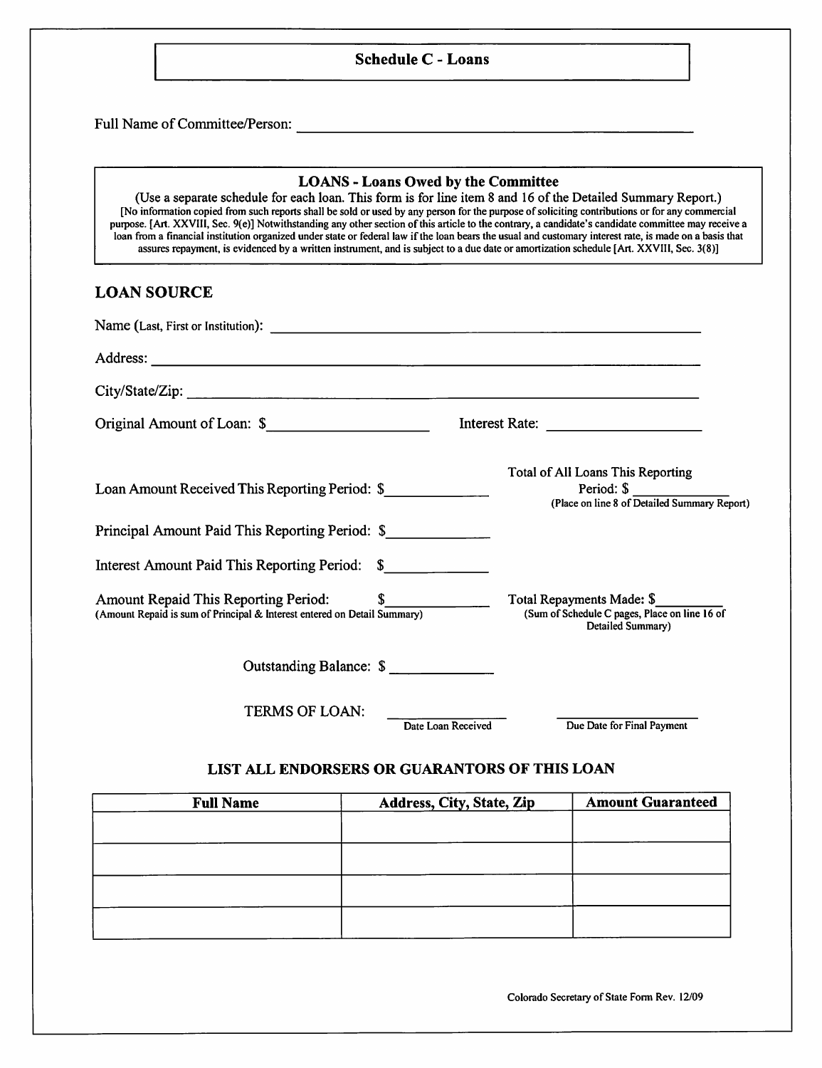# Schedule C - Loans

Full Name of Committee/Person: ______________________________________________

## LOANS - Loans Owed by the Committee

(Use a separate schedule for each loan. This form is for line item 8 and 16 of the Detailed Summary Report.)
[No information copied from such reports shall be sold or used by any person for the purpose of soliciting contributions or for any commercial purpose. [Art. XXVIII, Sec. 9(e)] Notwithstanding any other section of this article to the contrary, a candidate's candidate committee may receive a loan from a financial institution organized under state or federal law if the loan bears the usual and customary interest rate, is made on a basis that assures repayment, is evidenced by a written instrument, and is subject to a due date or amortization schedule [Art. XXVIII, Sec. 3(8)]

## LOAN SOURCE

Name (Last, First or Institution): ______________________________________________

Address: ______________________________________________

City/State/Zip: ______________________________________________

Original Amount of Loan: $____________________ Interest Rate: ____________________

Loan Amount Received This Reporting Period: $_____________

Total of All Loans This Reporting Period: $ _____________
(Place on line 8 of Detailed Summary Report)

Principal Amount Paid This Reporting Period: $_____________

Interest Amount Paid This Reporting Period: $_____________

Amount Repaid This Reporting Period: $_____________
(Amount Repaid is sum of Principal & Interest entered on Detail Summary)

Total Repayments Made: $_________
(Sum of Schedule C pages, Place on line 16 of Detailed Summary)

Outstanding Balance: $ _____________

TERMS OF LOAN: _____________ _____________
Date Loan Received — Due Date for Final Payment

### LIST ALL ENDORSERS OR GUARANTORS OF THIS LOAN

| Full Name | Address, City, State, Zip | Amount Guaranteed |
|---|---|---|
| | | |
| | | |
| | | |
| | | |

Colorado Secretary of State Form Rev. 12/09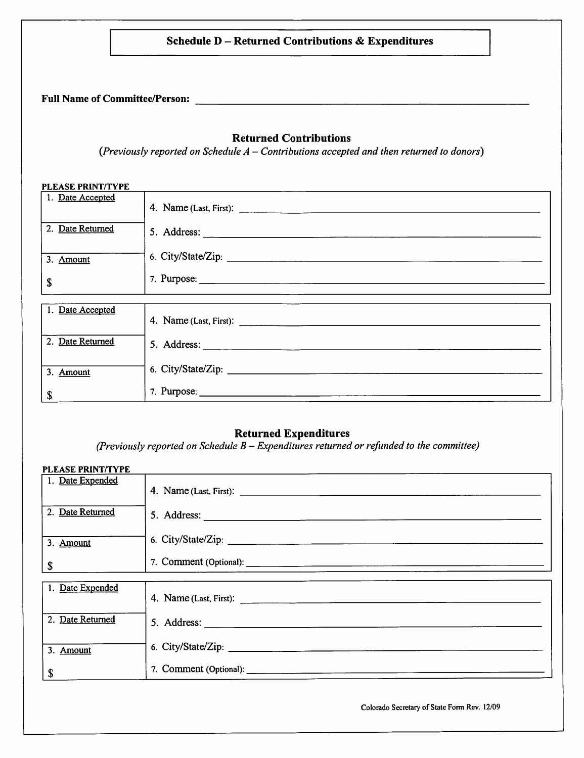# Schedule D – Returned Contributions & Expenditures

**Full Name of Committee/Person:** ______________________________________________

## Returned Contributions

*(Previously reported on Schedule A – Contributions accepted and then returned to donors)*

**PLEASE PRINT/TYPE**

| | |
|---|---|
| 1. Date Accepted | 4. Name (Last, First): ______________________________ |
| 2. Date Returned | 5. Address: ______________________________ |
| 3. Amount<br>$ | 6. City/State/Zip: ______________________________<br>7. Purpose: ______________________________ |

| | |
|---|---|
| 1. Date Accepted | 4. Name (Last, First): ______________________________ |
| 2. Date Returned | 5. Address: ______________________________ |
| 3. Amount<br>$ | 6. City/State/Zip: ______________________________<br>7. Purpose: ______________________________ |

## Returned Expenditures

*(Previously reported on Schedule B – Expenditures returned or refunded to the committee)*

**PLEASE PRINT/TYPE**

| | |
|---|---|
| 1. Date Expended | 4. Name (Last, First): ______________________________ |
| 2. Date Returned | 5. Address: ______________________________ |
| 3. Amount<br>$ | 6. City/State/Zip: ______________________________<br>7. Comment (Optional): ______________________________ |

| | |
|---|---|
| 1. Date Expended | 4. Name (Last, First): ______________________________ |
| 2. Date Returned | 5. Address: ______________________________ |
| 3. Amount<br>$ | 6. City/State/Zip: ______________________________<br>7. Comment (Optional): ______________________________ |

Colorado Secretary of State Form Rev. 12/09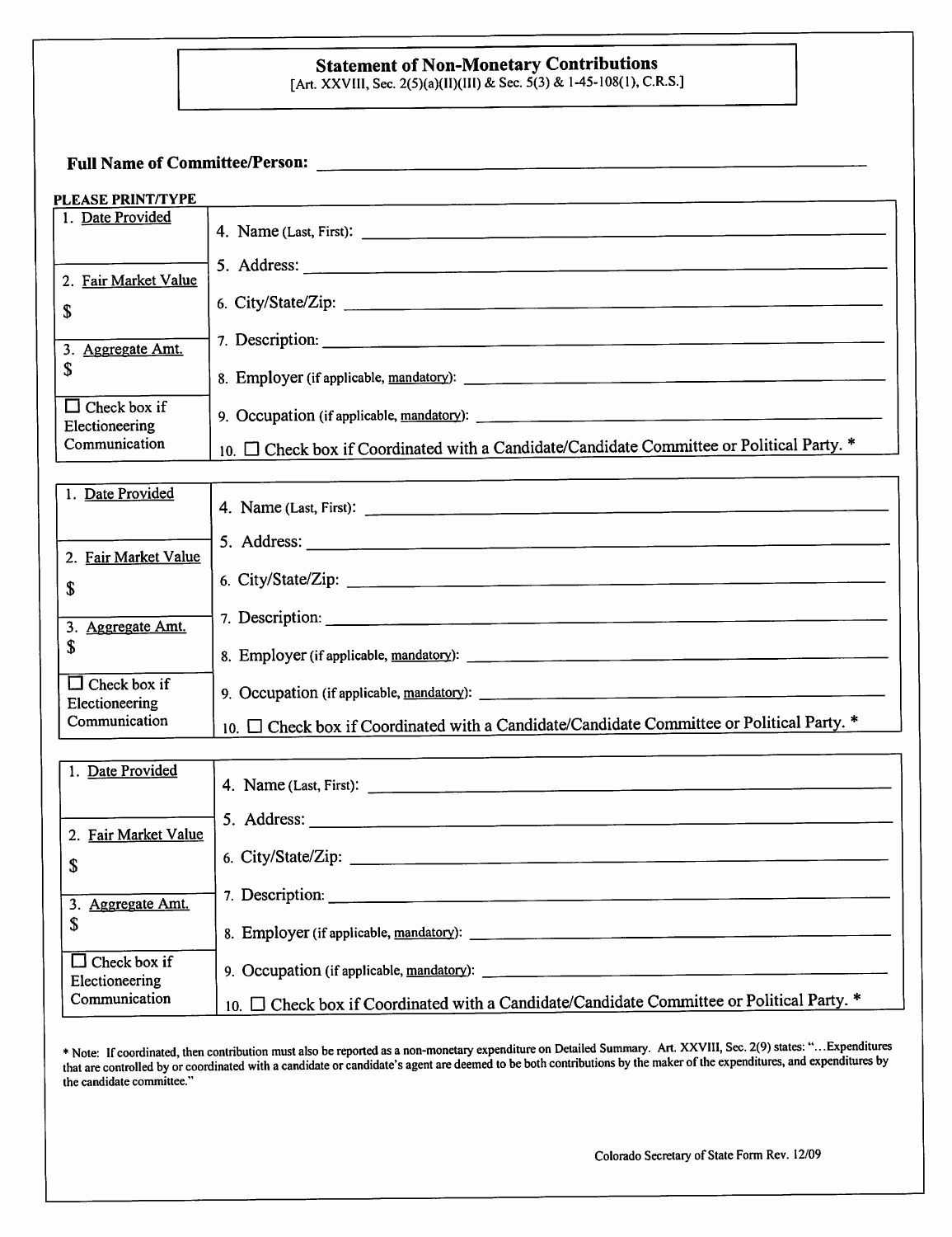## Statement of Non-Monetary Contributions

[Art. XXVIII, Sec. 2(5)(a)(II)(III) & Sec. 5(3) & 1-45-108(1), C.R.S.]

**Full Name of Committee/Person:** ______________________________________________

**PLEASE PRINT/TYPE**

| | |
|---|---|
| 1. Date Provided | 4. Name (Last, First): ______________________ |
| | 5. Address: ______________________ |
| 2. Fair Market Value<br>$ | 6. City/State/Zip: ______________________ |
| | 7. Description: ______________________ |
| 3. Aggregate Amt.<br>$ | 8. Employer (if applicable, mandatory): ______________________ |
| ☐ Check box if Electioneering Communication | 9. Occupation (if applicable, mandatory): ______________________ |
| | 10. ☐ Check box if Coordinated with a Candidate/Candidate Committee or Political Party. * |

| | |
|---|---|
| 1. Date Provided | 4. Name (Last, First): ______________________ |
| | 5. Address: ______________________ |
| 2. Fair Market Value<br>$ | 6. City/State/Zip: ______________________ |
| | 7. Description: ______________________ |
| 3. Aggregate Amt.<br>$ | 8. Employer (if applicable, mandatory): ______________________ |
| ☐ Check box if Electioneering Communication | 9. Occupation (if applicable, mandatory): ______________________ |
| | 10. ☐ Check box if Coordinated with a Candidate/Candidate Committee or Political Party. * |

| | |
|---|---|
| 1. Date Provided | 4. Name (Last, First): ______________________ |
| | 5. Address: ______________________ |
| 2. Fair Market Value<br>$ | 6. City/State/Zip: ______________________ |
| | 7. Description: ______________________ |
| 3. Aggregate Amt.<br>$ | 8. Employer (if applicable, mandatory): ______________________ |
| ☐ Check box if Electioneering Communication | 9. Occupation (if applicable, mandatory): ______________________ |
| | 10. ☐ Check box if Coordinated with a Candidate/Candidate Committee or Political Party. * |

* Note: If coordinated, then contribution must also be reported as a non-monetary expenditure on Detailed Summary. Art. XXVIII, Sec. 2(9) states: "…Expenditures that are controlled by or coordinated with a candidate or candidate's agent are deemed to be both contributions by the maker of the expenditures, and expenditures by the candidate committee."

Colorado Secretary of State Form Rev. 12/09